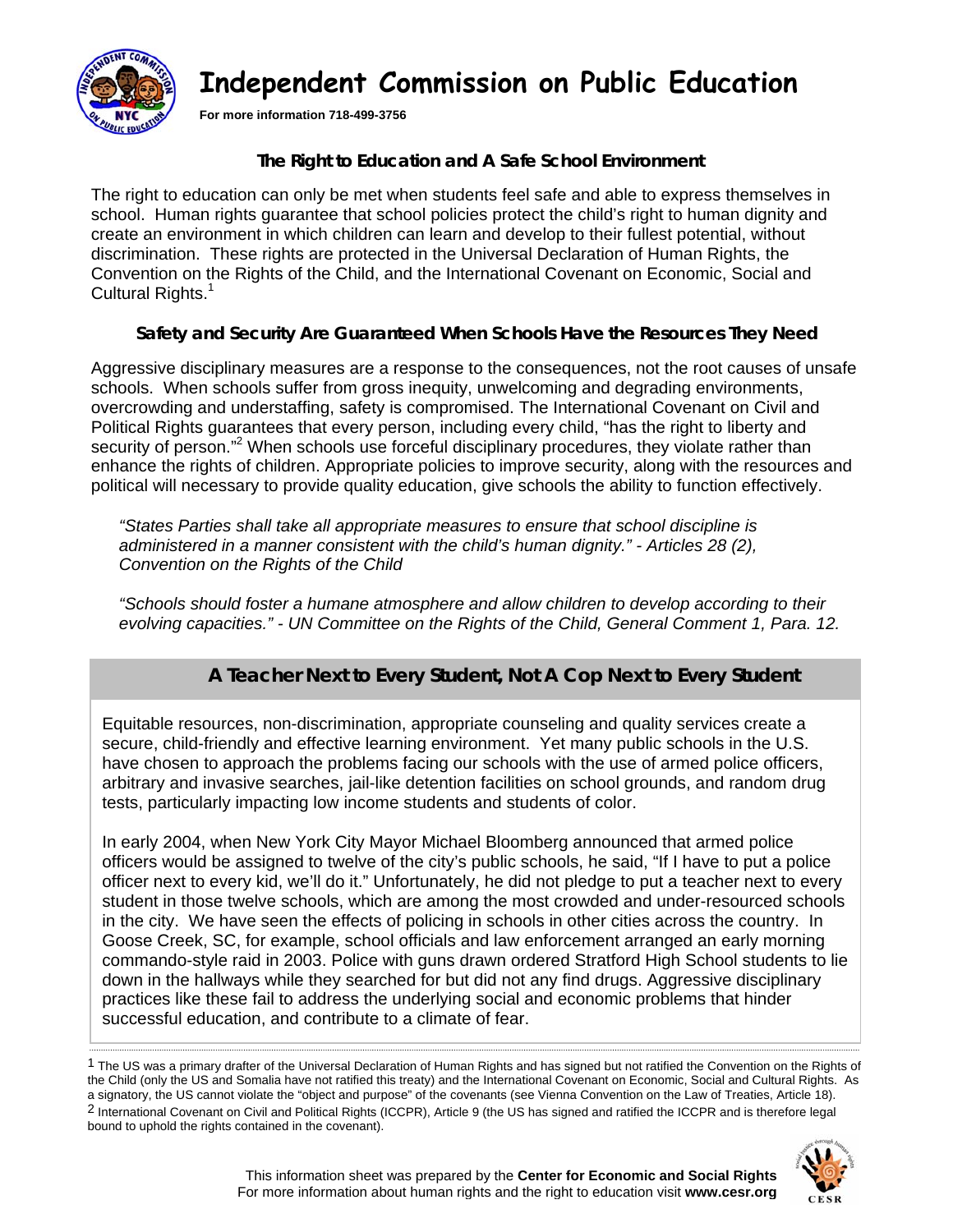# Independent Commission on Public Education

**For more information 718-499-3756**

## The Right to Education and A Safe School Environment

The right to education can only be met when students feel safe and able to express themselves in school. Human rights guarantee that school policies protect the child's right to human dignity and create an environment in which children can learn and develop to their fullest potential, without discrimination. These rights are protected in the Universal Declaration of Human Rights, the Convention on the Rights of the Child, and the International Covenant on Economic, Social and Cultural Rights.[1]

## Safety and Security Are Guaranteed When Schools Have the Resources They Need

Aggressive disciplinary measures are a response to the consequences, not the root causes of unsafe schools. When schools suffer from gross inequity, unwelcoming and degrading environments, overcrowding and understaffing, safety is compromised. The International Covenant on Civil and Political Rights guarantees that every person, including every child, "has the right to liberty and security of person."[2] When schools use forceful disciplinary procedures, they violate rather than enhance the rights of children. Appropriate policies to improve security, along with the resources and political will necessary to provide quality education, give schools the ability to function effectively.

*"States Parties shall take all appropriate measures to ensure that school discipline is administered in a manner consistent with the child's human dignity." - Articles 28 (2), Convention on the Rights of the Child*

*"Schools should foster a humane atmosphere and allow children to develop according to their evolving capacities." - UN Committee on the Rights of the Child, General Comment 1, Para. 12.*

## A Teacher Next to Every Student, Not A Cop Next to Every Student

Equitable resources, non-discrimination, appropriate counseling and quality services create a secure, child-friendly and effective learning environment. Yet many public schools in the U.S. have chosen to approach the problems facing our schools with the use of armed police officers, arbitrary and invasive searches, jail-like detention facilities on school grounds, and random drug tests, particularly impacting low income students and students of color.

In early 2004, when New York City Mayor Michael Bloomberg announced that armed police officers would be assigned to twelve of the city's public schools, he said, "If I have to put a police officer next to every kid, we'll do it." Unfortunately, he did not pledge to put a teacher next to every student in those twelve schools, which are among the most crowded and under-resourced schools in the city. We have seen the effects of policing in schools in other cities across the country. In Goose Creek, SC, for example, school officials and law enforcement arranged an early morning commando-style raid in 2003. Police with guns drawn ordered Stratford High School students to lie down in the hallways while they searched for but did not any find drugs. Aggressive disciplinary practices like these fail to address the underlying social and economic problems that hinder successful education, and contribute to a climate of fear.

---

[1] The US was a primary drafter of the Universal Declaration of Human Rights and has signed but not ratified the Convention on the Rights of the Child (only the US and Somalia have not ratified this treaty) and the International Covenant on Economic, Social and Cultural Rights. As a signatory, the US cannot violate the "object and purpose" of the covenants (see Vienna Convention on the Law of Treaties, Article 18).

[2] International Covenant on Civil and Political Rights (ICCPR), Article 9 (the US has signed and ratified the ICCPR and is therefore legal bound to uphold the rights contained in the covenant).

This information sheet was prepared by the **Center for Economic and Social Rights**
For more information about human rights and the right to education visit **www.cesr.org**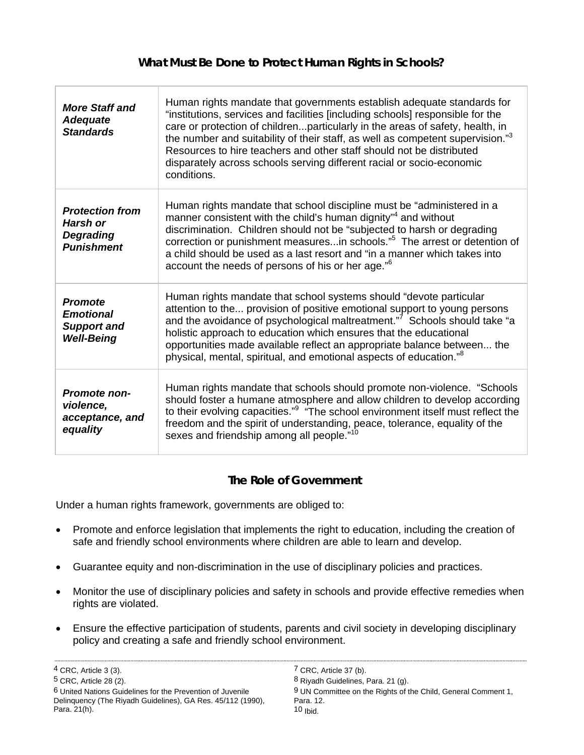## What Must Be Done to Protect Human Rights in Schools?

| | |
|---|---|
| ***More Staff and Adequate Standards*** | Human rights mandate that governments establish adequate standards for "institutions, services and facilities [including schools] responsible for the care or protection of children...particularly in the areas of safety, health, in the number and suitability of their staff, as well as competent supervision."[3] Resources to hire teachers and other staff should not be distributed disparately across schools serving different racial or socio-economic conditions. |
| ***Protection from Harsh or Degrading Punishment*** | Human rights mandate that school discipline must be "administered in a manner consistent with the child's human dignity"[4] and without discrimination. Children should not be "subjected to harsh or degrading correction or punishment measures...in schools."[5] The arrest or detention of a child should be used as a last resort and "in a manner which takes into account the needs of persons of his or her age."[6] |
| ***Promote Emotional Support and Well-Being*** | Human rights mandate that school systems should "devote particular attention to the... provision of positive emotional support to young persons and the avoidance of psychological maltreatment."[7] Schools should take "a holistic approach to education which ensures that the educational opportunities made available reflect an appropriate balance between... the physical, mental, spiritual, and emotional aspects of education."[8] |
| ***Promote non-violence, acceptance, and equality*** | Human rights mandate that schools should promote non-violence. "Schools should foster a humane atmosphere and allow children to develop according to their evolving capacities."[9] "The school environment itself must reflect the freedom and the spirit of understanding, peace, tolerance, equality of the sexes and friendship among all people."[10] |

## The Role of Government

Under a human rights framework, governments are obliged to:

- Promote and enforce legislation that implements the right to education, including the creation of safe and friendly school environments where children are able to learn and develop.
- Guarantee equity and non-discrimination in the use of disciplinary policies and practices.
- Monitor the use of disciplinary policies and safety in schools and provide effective remedies when rights are violated.
- Ensure the effective participation of students, parents and civil society in developing disciplinary policy and creating a safe and friendly school environment.

---

4 CRC, Article 3 (3).
5 CRC, Article 28 (2).
6 United Nations Guidelines for the Prevention of Juvenile Delinquency (The Riyadh Guidelines), GA Res. 45/112 (1990), Para. 21(h).
7 CRC, Article 37 (b).
8 Riyadh Guidelines, Para. 21 (g).
9 UN Committee on the Rights of the Child, General Comment 1, Para. 12.
10 Ibid.